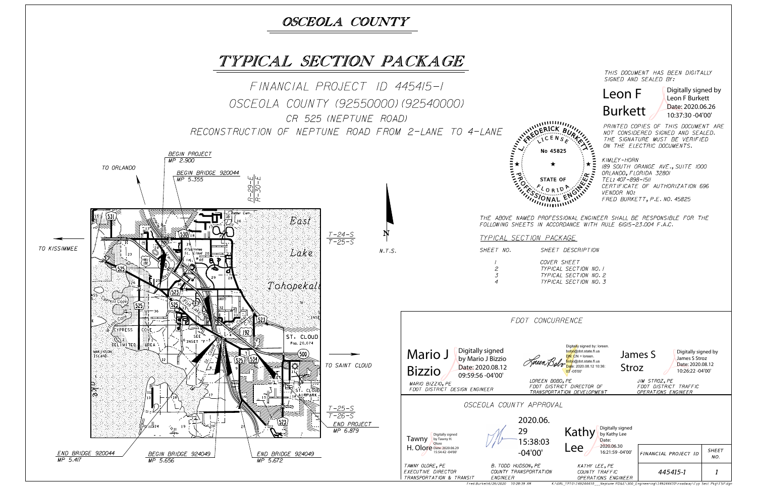# OSCEOLA COUNTY

# TYPICAL SECTION PACKAGE

## FINANCIAL PROJECT ID 445415-1

## OSCEOLA COUNTY (92550000)(92540000)

## CR 525 (NEPTUNE ROAD)

## RECONSTRUCTION OF NEPTUNE ROAD FROM 2-LANE TO 4-LANE

BEGIN PROJECT
MP 2.900

BEGIN BRIDGE 920044
MP 5.355

R-29-E | R-30-E

T-24-S | T-25-S

T-25-S | T-26-S

TO ORLANDO

TO KISSIMMEE

TO SAINT CLOUD

END PROJECT
MP 6.879

END BRIDGE 920044
MP 5.417

BEGIN BRIDGE 924049
MP 5.656

END BRIDGE 924049
MP 5.672

N

N.T.S.

THIS DOCUMENT HAS BEEN DIGITALLY SIGNED AND SEALED BY:

Leon F Burkett — Digitally signed by Leon F Burkett, Date: 2020.06.26 10:37:30 -04'00'

PRINTED COPIES OF THIS DOCUMENT ARE NOT CONSIDERED SIGNED AND SEALED. THE SIGNATURE MUST BE VERIFIED ON THE ELECTRIC DOCUMENTS.

L. FREDERICK BURKETT, LICENSE No 45825, STATE OF FLORIDA, PROFESSIONAL ENGINEER

KIMLEY-HORN
189 SOUTH ORANGE AVE., SUITE 1000
ORLANDO, FLORIDA 32801
TEL: 407-898-1511
CERTIFICATE OF AUTHORIZATION 696
VENDOR NO:
FRED BURKETT, P.E. NO. 45825

THE ABOVE NAMED PROFESSIONAL ENGINEER SHALL BE RESPONSIBLE FOR THE FOLLOWING SHEETS IN ACCORDANCE WITH RULE 61G15-23.004 F.A.C.

### TYPICAL SECTION PACKAGE

| SHEET NO. | SHEET DESCRIPTION |
|---|---|
| 1 | COVER SHEET |
| 2 | TYPICAL SECTION NO. 1 |
| 3 | TYPICAL SECTION NO. 2 |
| 4 | TYPICAL SECTION NO. 3 |

### FDOT CONCURRENCE

Mario J Bizzio — Digitally signed by Mario J Bizzio, Date: 2020.08.12 09:59:56 -04'00'
MARIO BIZZIO, PE
FDOT DISTRICT DESIGN ENGINEER

Digitally signed by: loreen.bobo@dot.state.fl.us, DN: CN = loreen.bobo@dot.state.fl.us, Date: 2020.08.12 10:36:03 -05'00'
LOREEN BOBO, PE
FDOT DISTRICT DIRECTOR OF TRANSPORTATION DEVELOPMENT

James S Stroz — Digitally signed by James S Stroz, Date: 2020.08.12 10:26:22 -04'00'
JIM STROZ, PE
FDOT DISTRICT TRAFFIC OPERATIONS ENGINEER

### OSCEOLA COUNTY APPROVAL

Tawny H. Olore — Digitally signed by Tawny H. Olore, Date: 2020.06.29 15:54:42 -04'00'
TAWNY OLORE, PE
EXECUTIVE DIRECTOR
TRANSPORTATION & TRANSIT

2020.06.29 15:38:03 -04'00'
B. TODD HUDSON, PE
COUNTY TRANSPORTATION ENGINEER

Kathy Lee — Digitally signed by Kathy Lee, Date: 2020.06.30 16:21:59 -04'00'
KATHY LEE, PE
COUNTY TRAFFIC OPERATIONS ENGINEER

| FINANCIAL PROJECT ID | SHEET NO. |
|---|---|
| 445415-1 | 1 |

Fred.Burkett 6/26/2020 10:28:39 AM K:\ORL_TPTO\149244410_Neptune PD&E\300_Engineering\149244410\roadway\Typ Sect Pkg\TSP.dgn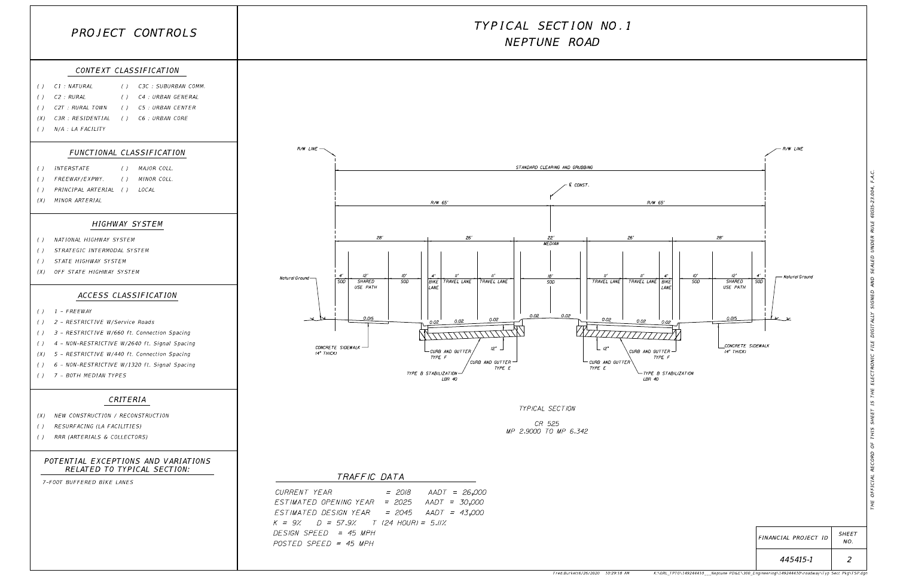# PROJECT CONTROLS

## CONTEXT CLASSIFICATION

- ( ) C1 : NATURAL
- ( ) C2 : RURAL
- ( ) C2T : RURAL TOWN
- (X) C3R : RESIDENTIAL
- ( ) N/A : LA FACILITY
- ( ) C3C : SUBURBAN COMM.
- ( ) C4 : URBAN GENERAL
- ( ) C5 : URBAN CENTER
- ( ) C6 : URBAN CORE

## FUNCTIONAL CLASSIFICATION

- ( ) INTERSTATE
- ( ) FREEWAY/EXPWY.
- ( ) PRINCIPAL ARTERIAL
- (X) MINOR ARTERIAL
- ( ) MAJOR COLL.
- ( ) MINOR COLL.
- ( ) LOCAL

## HIGHWAY SYSTEM

- ( ) NATIONAL HIGHWAY SYSTEM
- ( ) STRATEGIC INTERMODAL SYSTEM
- ( ) STATE HIGHWAY SYSTEM
- (X) OFF STATE HIGHWAY SYSTEM

## ACCESS CLASSIFICATION

- ( ) 1 - FREEWAY
- ( ) 2 - RESTRICTIVE W/Service Roads
- ( ) 3 - RESTRICTIVE W/660 ft. Connection Spacing
- ( ) 4 - NON-RESTRICTIVE W/2640 ft. Signal Spacing
- (X) 5 - RESTRICTIVE W/440 ft. Connection Spacing
- ( ) 6 - NON-RESTRICTIVE W/1320 ft. Signal Spacing
- ( ) 7 - BOTH MEDIAN TYPES

## CRITERIA

- (X) NEW CONSTRUCTION / RECONSTRUCTION
- ( ) RESURFACING (LA FACILITIES)
- ( ) RRR (ARTERIALS & COLLECTORS)

## POTENTIAL EXCEPTIONS AND VARIATIONS RELATED TO TYPICAL SECTION:

7-FOOT BUFFERED BIKE LANES

# TYPICAL SECTION NO. 1
# NEPTUNE ROAD

R/W LINE — STANDARD CLEARING AND GRUBBING — R/W LINE

℄ CONST.

R/W 65' | R/W 65'

| 28' | | | 26' | | | 22' MEDIAN | 26' | | | 28' | | |
|---|---|---|---|---|---|---|---|---|---|---|---|---|
| 4' SOD | 12' SHARED USE PATH | 10' SOD | 4' BIKE LANE | 11' TRAVEL LANE | 11' TRAVEL LANE | 18' SOD | 11' TRAVEL LANE | 11' TRAVEL LANE | 4' BIKE LANE | 10' SOD | 12' SHARED USE PATH | 4' SOD |

Natural Ground; 0.015; 0.02; 0.02; 0.02; 0.02; 0.02; 0.02; 0.02; 0.02; 0.015; Natural Ground

CONCRETE SIDEWALK (4" THICK)

CURB AND GUTTER TYPE F

12"

CURB AND GUTTER TYPE E

TYPE B STABILIZATION LBR 40

TYPICAL SECTION

CR 525
MP 2.9000 TO MP 6.342

## TRAFFIC DATA

CURRENT YEAR = 2018 AADT = 26,000
ESTIMATED OPENING YEAR = 2025 AADT = 30,000
ESTIMATED DESIGN YEAR = 2045 AADT = 43,000
K = 9% D = 57.9% T (24 HOUR) = 5.11%
DESIGN SPEED = 45 MPH
POSTED SPEED = 45 MPH

| FINANCIAL PROJECT ID | SHEET NO. |
|---|---|
| 445415-1 | 2 |

THE OFFICIAL RECORD OF THIS SHEET IS THE ELECTRONIC FILE DIGITALLY SIGNED AND SEALED UNDER RULE 61G15-23.004, F.A.C.

Fred.Burkett 6/26/2020 10:29:18 AM K:\ORL_TPTO\149244410___Neptune PD&E\300_Engineering\149244410\roadway\Typ Sect Pkg\TSP.dgn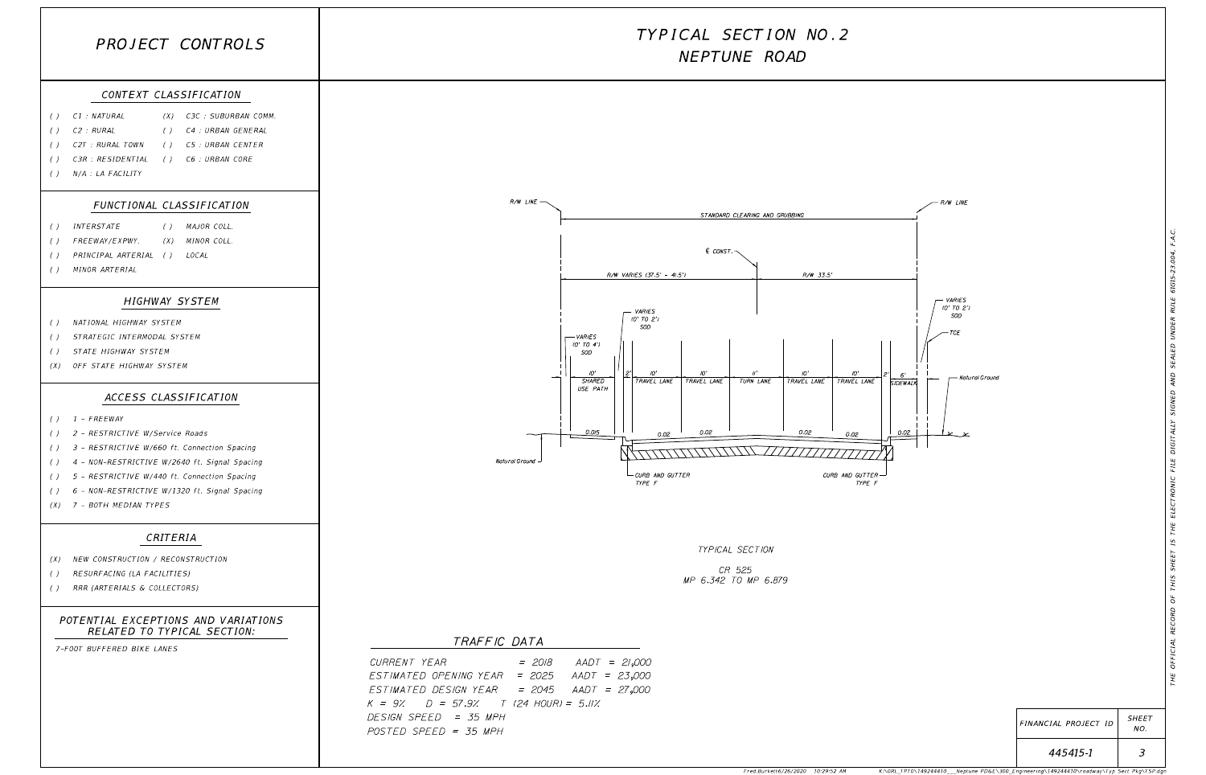# TYPICAL SECTION NO.2
# NEPTUNE ROAD

## PROJECT CONTROLS

### CONTEXT CLASSIFICATION

- ( ) C1 : NATURAL
- ( ) C2 : RURAL
- ( ) C2T : RURAL TOWN
- ( ) C3R : RESIDENTIAL
- ( ) N/A : LA FACILITY
- (X) C3C : SUBURBAN COMM.
- ( ) C4 : URBAN GENERAL
- ( ) C5 : URBAN CENTER
- ( ) C6 : URBAN CORE

### FUNCTIONAL CLASSIFICATION

- ( ) INTERSTATE
- ( ) FREEWAY/EXPWY.
- ( ) PRINCIPAL ARTERIAL
- ( ) MINOR ARTERIAL
- ( ) MAJOR COLL.
- (X) MINOR COLL.
- ( ) LOCAL

### HIGHWAY SYSTEM

- ( ) NATIONAL HIGHWAY SYSTEM
- ( ) STRATEGIC INTERMODAL SYSTEM
- ( ) STATE HIGHWAY SYSTEM
- (X) OFF STATE HIGHWAY SYSTEM

### ACCESS CLASSIFICATION

- ( ) 1 - FREEWAY
- ( ) 2 - RESTRICTIVE W/Service Roads
- ( ) 3 - RESTRICTIVE W/660 ft. Connection Spacing
- ( ) 4 - NON-RESTRICTIVE W/2640 ft. Signal Spacing
- ( ) 5 - RESTRICTIVE W/440 ft. Connection Spacing
- ( ) 6 - NON-RESTRICTIVE W/1320 ft. Signal Spacing
- (X) 7 - BOTH MEDIAN TYPES

### CRITERIA

- (X) NEW CONSTRUCTION / RECONSTRUCTION
- ( ) RESURFACING (LA FACILITIES)
- ( ) RRR (ARTERIALS & COLLECTORS)

### POTENTIAL EXCEPTIONS AND VARIATIONS RELATED TO TYPICAL SECTION:

7-FOOT BUFFERED BIKE LANES

---

R/W LINE — STANDARD CLEARING AND GRUBBING — R/W LINE

℄ CONST.

R/W VARIES (37.5' - 41.5') | R/W 33.5'

VARIES (0' TO 4') SOD | 10' SHARED USE PATH | VARIES (0' TO 2') SOD | 2' | 10' TRAVEL LANE | 10' TRAVEL LANE | 11' TURN LANE | 10' TRAVEL LANE | 10' TRAVEL LANE | 2' | 6' SIDEWALK | VARIES (0' TO 2') SOD | TCE

0.015 | 0.02 | 0.02 | 0.02 | 0.02 | 0.02

Natural Ground | CURB AND GUTTER TYPE F | CURB AND GUTTER TYPE F | Natural Ground

TYPICAL SECTION

CR 525
MP 6.342 TO MP 6.879

### TRAFFIC DATA

CURRENT YEAR = 2018 AADT = 21,000
ESTIMATED OPENING YEAR = 2025 AADT = 23,000
ESTIMATED DESIGN YEAR = 2045 AADT = 27,000
K = 9% D = 57.9% T (24 HOUR) = 5.11%
DESIGN SPEED = 35 MPH
POSTED SPEED = 35 MPH

| FINANCIAL PROJECT ID | SHEET NO. |
|---|---|
| 445415-1 | 3 |

THE OFFICIAL RECORD OF THIS SHEET IS THE ELECTRONIC FILE DIGITALLY SIGNED AND SEALED UNDER RULE 61G15-23.004, F.A.C.

Fred.Burkett 6/26/2020 10:29:52 AM K:\ORL_TPTO\149244410___Neptune PD&E\300_Engineering\149244410\roadway\Typ Sect Pkg\TSP.dgn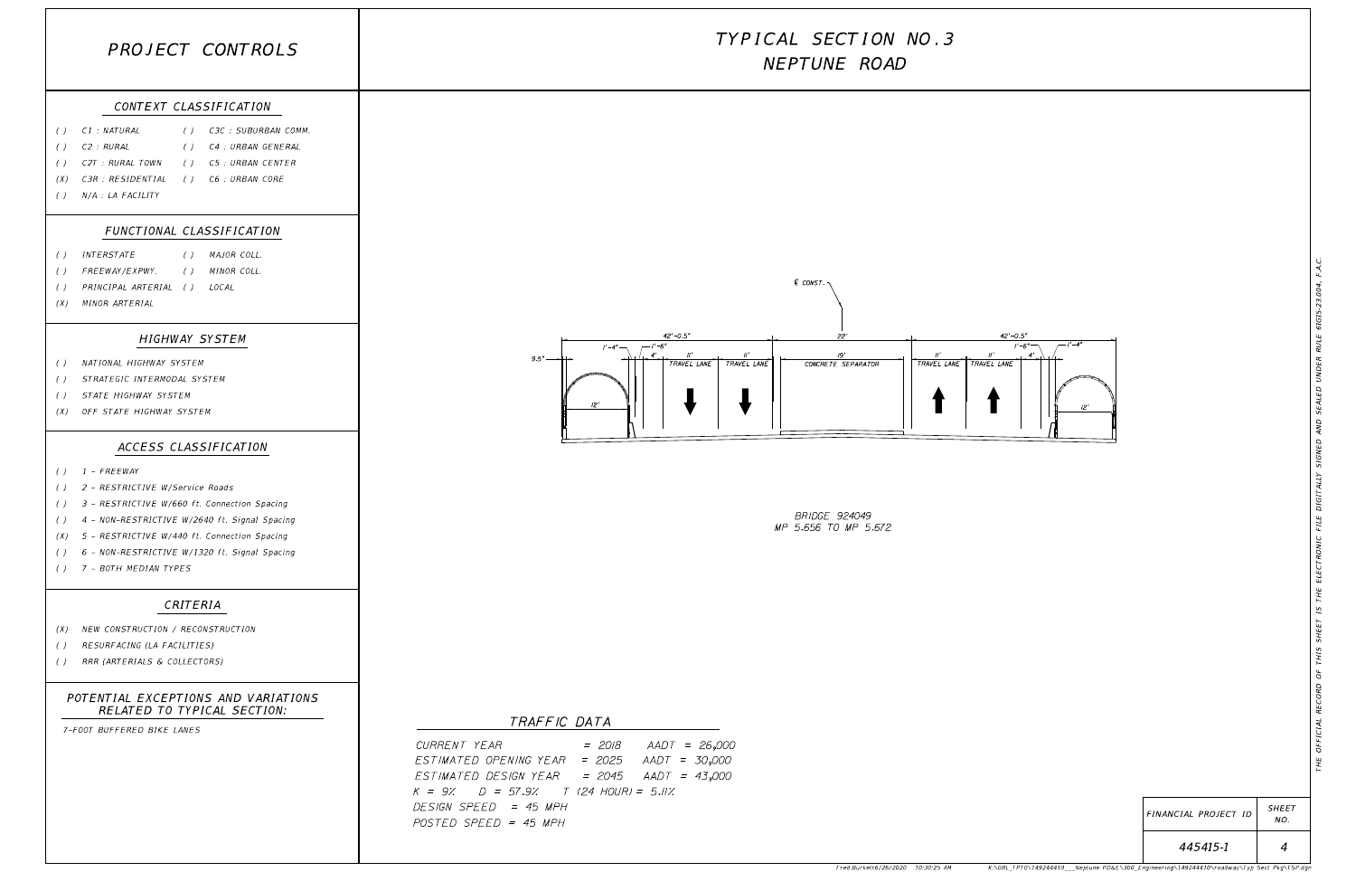# PROJECT CONTROLS

## CONTEXT CLASSIFICATION

- ( ) C1 : NATURAL
- ( ) C2 : RURAL
- ( ) C2T : RURAL TOWN
- (X) C3R : RESIDENTIAL
- ( ) N/A : LA FACILITY
- ( ) C3C : SUBURBAN COMM.
- ( ) C4 : URBAN GENERAL
- ( ) C5 : URBAN CENTER
- ( ) C6 : URBAN CORE

## FUNCTIONAL CLASSIFICATION

- ( ) INTERSTATE
- ( ) FREEWAY/EXPWY.
- ( ) PRINCIPAL ARTERIAL
- (X) MINOR ARTERIAL
- ( ) MAJOR COLL.
- ( ) MINOR COLL.
- ( ) LOCAL

## HIGHWAY SYSTEM

- ( ) NATIONAL HIGHWAY SYSTEM
- ( ) STRATEGIC INTERMODAL SYSTEM
- ( ) STATE HIGHWAY SYSTEM
- (X) OFF STATE HIGHWAY SYSTEM

## ACCESS CLASSIFICATION

- ( ) 1 - FREEWAY
- ( ) 2 - RESTRICTIVE W/Service Roads
- ( ) 3 - RESTRICTIVE W/660 ft. Connection Spacing
- ( ) 4 - NON-RESTRICTIVE W/2640 ft. Signal Spacing
- (X) 5 - RESTRICTIVE W/440 ft. Connection Spacing
- ( ) 6 - NON-RESTRICTIVE W/1320 ft. Signal Spacing
- ( ) 7 - BOTH MEDIAN TYPES

## CRITERIA

- (X) NEW CONSTRUCTION / RECONSTRUCTION
- ( ) RESURFACING (LA FACILITIES)
- ( ) RRR (ARTERIALS & COLLECTORS)

## POTENTIAL EXCEPTIONS AND VARIATIONS RELATED TO TYPICAL SECTION:

7-FOOT BUFFERED BIKE LANES

# TYPICAL SECTION NO.3
# NEPTUNE ROAD

℄ CONST.

42'-0.5" | 22' | 42'-0.5"

9.5" | 1'-4" | 1'-6" | 4' | 11' TRAVEL LANE | 11' TRAVEL LANE | 19' CONCRETE SEPARATOR | 11' TRAVEL LANE | 11' TRAVEL LANE | 4' | 1'-6" | 1'-4"

12' | 12'

BRIDGE 924049
MP 5.656 TO MP 5.672

## TRAFFIC DATA

CURRENT YEAR = 2018 AADT = 26,000
ESTIMATED OPENING YEAR = 2025 AADT = 30,000
ESTIMATED DESIGN YEAR = 2045 AADT = 43,000
K = 9% D = 57.9% T (24 HOUR) = 5.11%
DESIGN SPEED = 45 MPH
POSTED SPEED = 45 MPH

| FINANCIAL PROJECT ID | SHEET NO. |
|---|---|
| 445415-1 | 4 |

THE OFFICIAL RECORD OF THIS SHEET IS THE ELECTRONIC FILE DIGITALLY SIGNED AND SEALED UNDER RULE 61G15-23.004, F.A.C.

Fred.Burkett 6/26/2020 10:30:25 AM K:\ORL_TPTO\149244410___Neptune PD&E\300_Engineering\149244410\roadway\Typ Sect Pkg\TSP.dgn